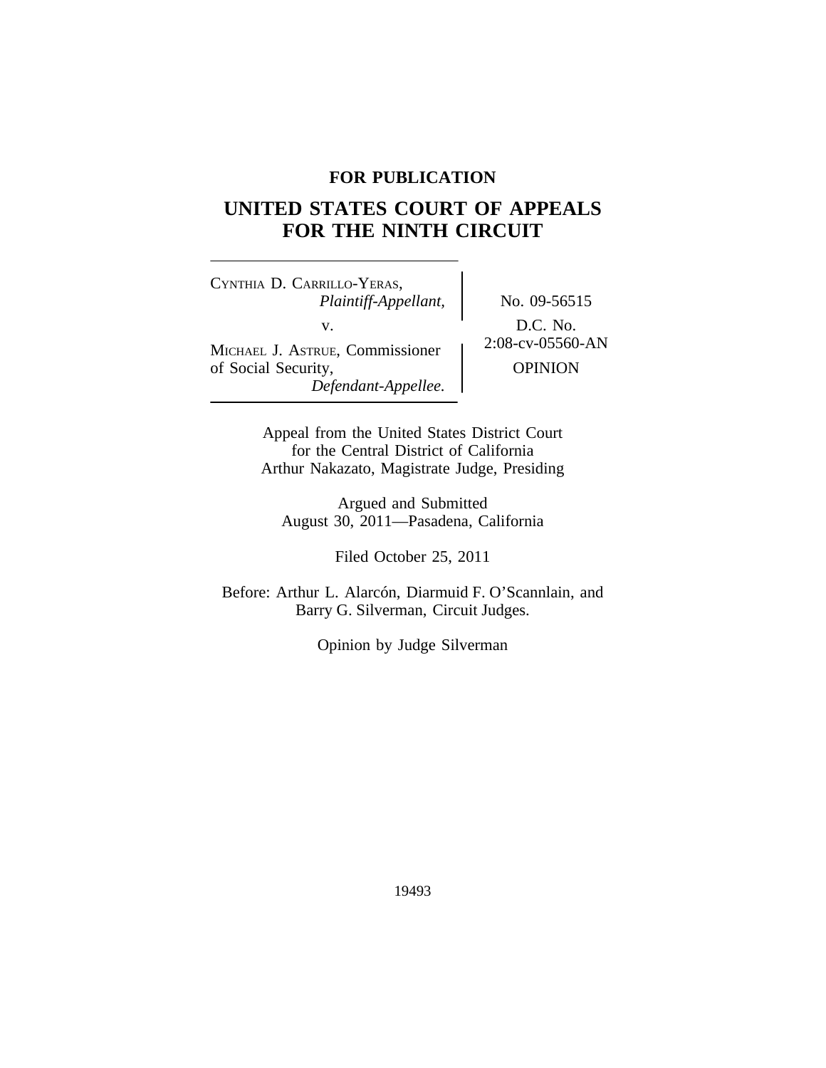**FOR PUBLICATION**

# UNITED STATES COURT OF APPEALS FOR THE NINTH CIRCUIT

CYNTHIA D. CARRILLO-YERAS,
*Plaintiff-Appellant,*

v.

MICHAEL J. ASTRUE, Commissioner of Social Security,
*Defendant-Appellee.*

No. 09-56515

D.C. No. 2:08-cv-05560-AN

OPINION

Appeal from the United States District Court for the Central District of California
Arthur Nakazato, Magistrate Judge, Presiding

Argued and Submitted
August 30, 2011—Pasadena, California

Filed October 25, 2011

Before: Arthur L. Alarcón, Diarmuid F. O'Scannlain, and Barry G. Silverman, Circuit Judges.

Opinion by Judge Silverman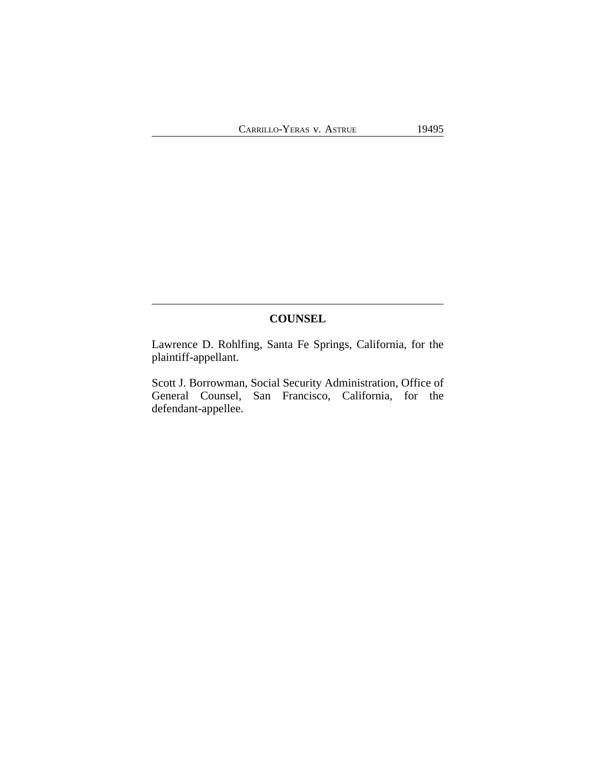## COUNSEL

Lawrence D. Rohlfing, Santa Fe Springs, California, for the plaintiff-appellant.

Scott J. Borrowman, Social Security Administration, Office of General Counsel, San Francisco, California, for the defendant-appellee.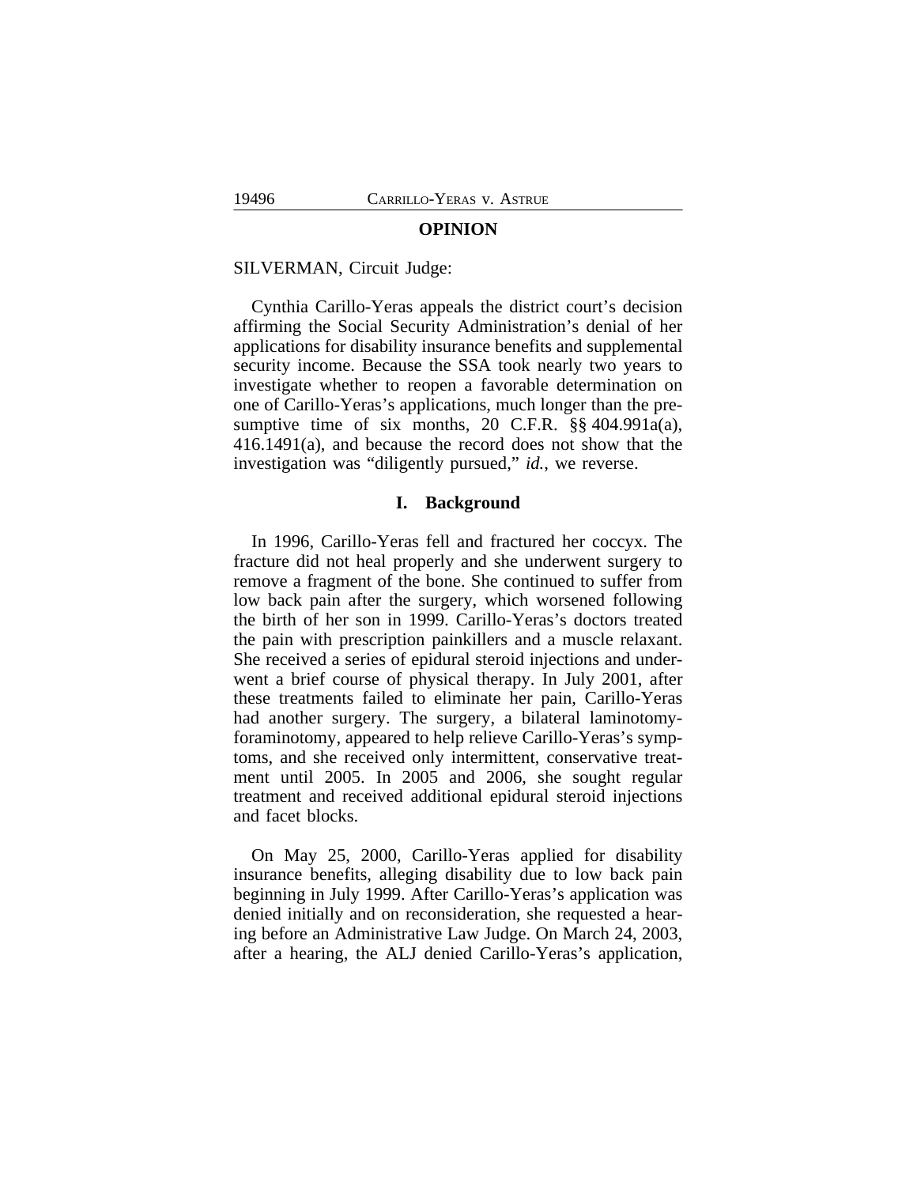## OPINION

SILVERMAN, Circuit Judge:

Cynthia Carillo-Yeras appeals the district court's decision affirming the Social Security Administration's denial of her applications for disability insurance benefits and supplemental security income. Because the SSA took nearly two years to investigate whether to reopen a favorable determination on one of Carillo-Yeras's applications, much longer than the presumptive time of six months, 20 C.F.R. §§ 404.991a(a), 416.1491(a), and because the record does not show that the investigation was "diligently pursued," *id.*, we reverse.

### I. Background

In 1996, Carillo-Yeras fell and fractured her coccyx. The fracture did not heal properly and she underwent surgery to remove a fragment of the bone. She continued to suffer from low back pain after the surgery, which worsened following the birth of her son in 1999. Carillo-Yeras's doctors treated the pain with prescription painkillers and a muscle relaxant. She received a series of epidural steroid injections and underwent a brief course of physical therapy. In July 2001, after these treatments failed to eliminate her pain, Carillo-Yeras had another surgery. The surgery, a bilateral laminotomy-foraminotomy, appeared to help relieve Carillo-Yeras's symptoms, and she received only intermittent, conservative treatment until 2005. In 2005 and 2006, she sought regular treatment and received additional epidural steroid injections and facet blocks.

On May 25, 2000, Carillo-Yeras applied for disability insurance benefits, alleging disability due to low back pain beginning in July 1999. After Carillo-Yeras's application was denied initially and on reconsideration, she requested a hearing before an Administrative Law Judge. On March 24, 2003, after a hearing, the ALJ denied Carillo-Yeras's application,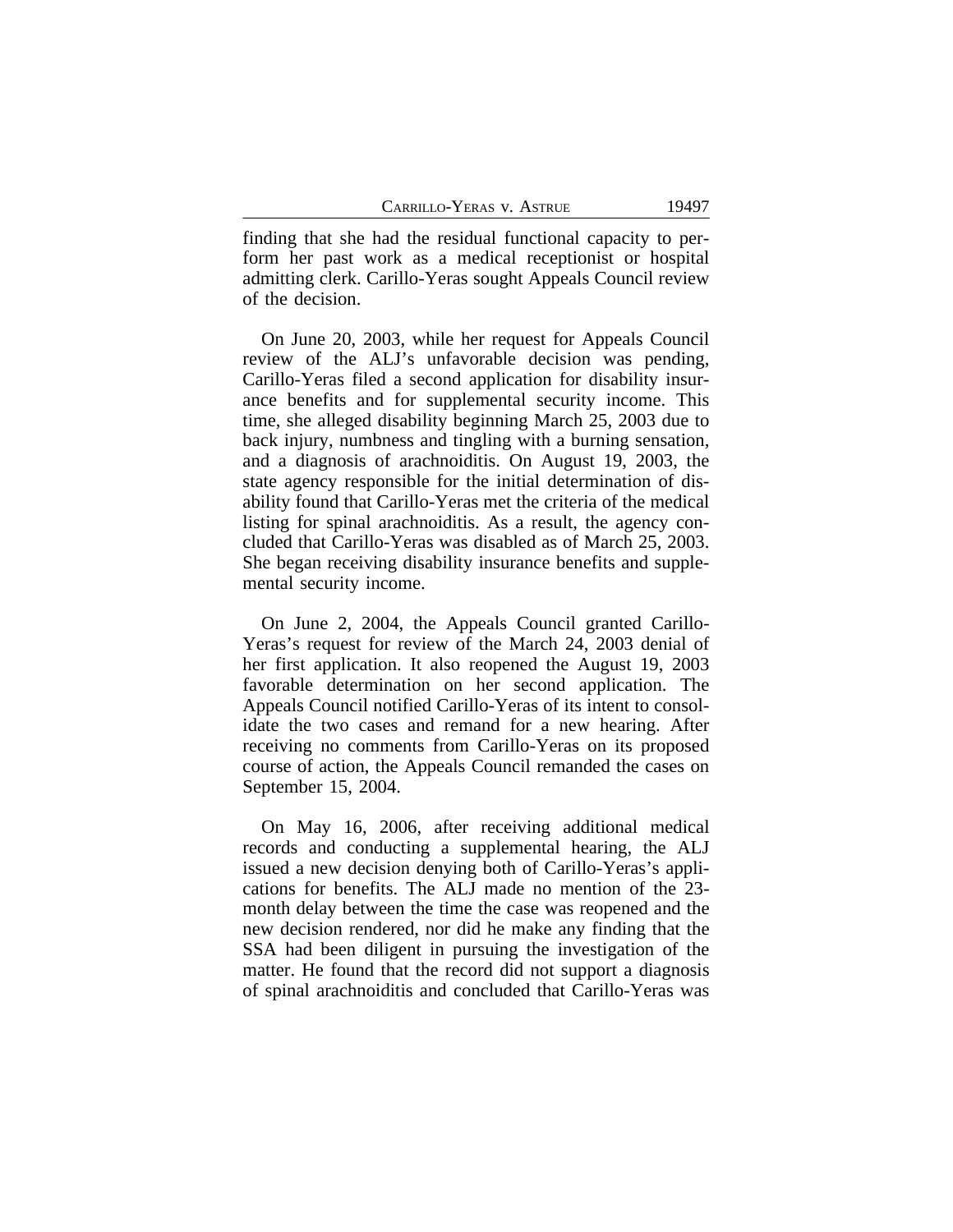finding that she had the residual functional capacity to perform her past work as a medical receptionist or hospital admitting clerk. Carillo-Yeras sought Appeals Council review of the decision.

On June 20, 2003, while her request for Appeals Council review of the ALJ's unfavorable decision was pending, Carillo-Yeras filed a second application for disability insurance benefits and for supplemental security income. This time, she alleged disability beginning March 25, 2003 due to back injury, numbness and tingling with a burning sensation, and a diagnosis of arachnoiditis. On August 19, 2003, the state agency responsible for the initial determination of disability found that Carillo-Yeras met the criteria of the medical listing for spinal arachnoiditis. As a result, the agency concluded that Carillo-Yeras was disabled as of March 25, 2003. She began receiving disability insurance benefits and supplemental security income.

On June 2, 2004, the Appeals Council granted Carillo-Yeras's request for review of the March 24, 2003 denial of her first application. It also reopened the August 19, 2003 favorable determination on her second application. The Appeals Council notified Carillo-Yeras of its intent to consolidate the two cases and remand for a new hearing. After receiving no comments from Carillo-Yeras on its proposed course of action, the Appeals Council remanded the cases on September 15, 2004.

On May 16, 2006, after receiving additional medical records and conducting a supplemental hearing, the ALJ issued a new decision denying both of Carillo-Yeras's applications for benefits. The ALJ made no mention of the 23-month delay between the time the case was reopened and the new decision rendered, nor did he make any finding that the SSA had been diligent in pursuing the investigation of the matter. He found that the record did not support a diagnosis of spinal arachnoiditis and concluded that Carillo-Yeras was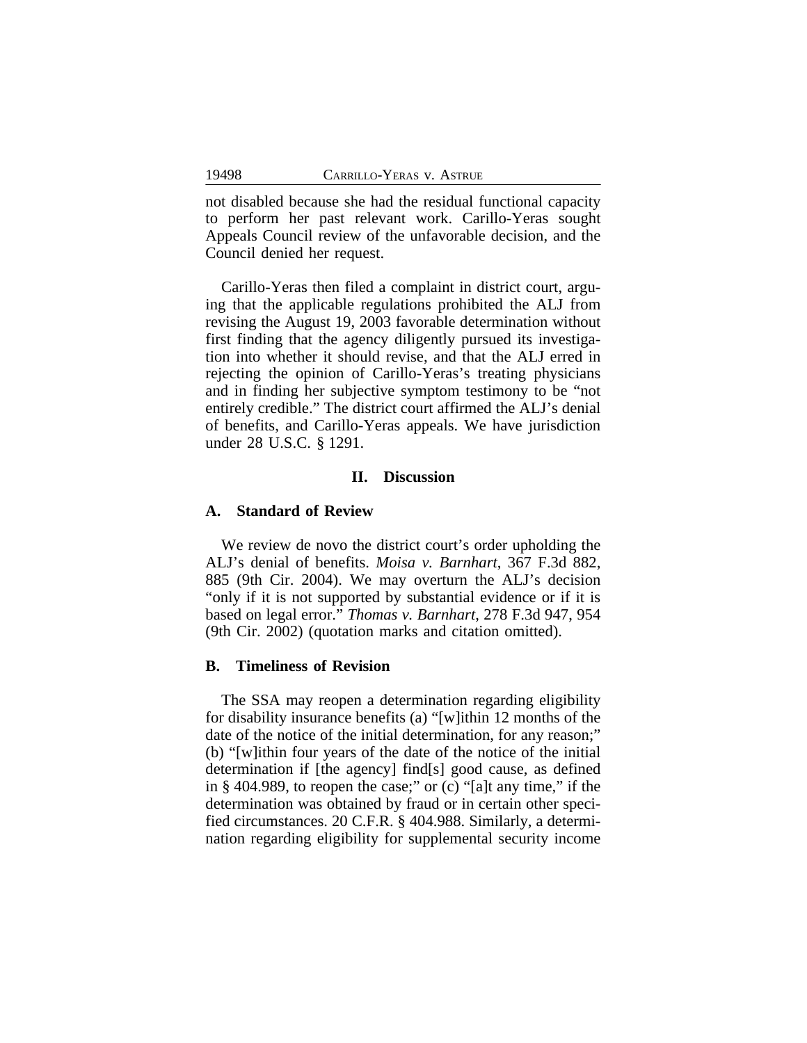not disabled because she had the residual functional capacity to perform her past relevant work. Carillo-Yeras sought Appeals Council review of the unfavorable decision, and the Council denied her request.

Carillo-Yeras then filed a complaint in district court, arguing that the applicable regulations prohibited the ALJ from revising the August 19, 2003 favorable determination without first finding that the agency diligently pursued its investigation into whether it should revise, and that the ALJ erred in rejecting the opinion of Carillo-Yeras's treating physicians and in finding her subjective symptom testimony to be "not entirely credible." The district court affirmed the ALJ's denial of benefits, and Carillo-Yeras appeals. We have jurisdiction under 28 U.S.C. § 1291.

## II. Discussion

### A. Standard of Review

We review de novo the district court's order upholding the ALJ's denial of benefits. *Moisa v. Barnhart*, 367 F.3d 882, 885 (9th Cir. 2004). We may overturn the ALJ's decision "only if it is not supported by substantial evidence or if it is based on legal error." *Thomas v. Barnhart*, 278 F.3d 947, 954 (9th Cir. 2002) (quotation marks and citation omitted).

### B. Timeliness of Revision

The SSA may reopen a determination regarding eligibility for disability insurance benefits (a) "[w]ithin 12 months of the date of the notice of the initial determination, for any reason;" (b) "[w]ithin four years of the date of the notice of the initial determination if [the agency] find[s] good cause, as defined in § 404.989, to reopen the case;" or (c) "[a]t any time," if the determination was obtained by fraud or in certain other specified circumstances. 20 C.F.R. § 404.988. Similarly, a determination regarding eligibility for supplemental security income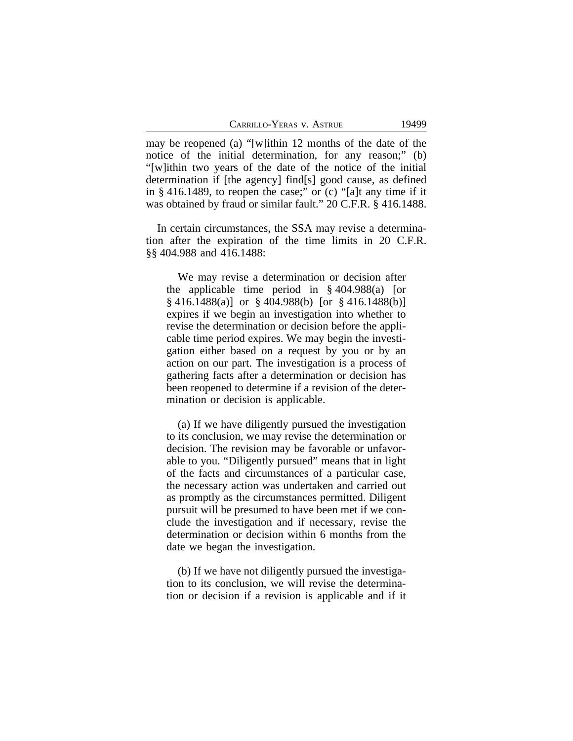may be reopened (a) "[w]ithin 12 months of the date of the notice of the initial determination, for any reason;" (b) "[w]ithin two years of the date of the notice of the initial determination if [the agency] find[s] good cause, as defined in § 416.1489, to reopen the case;" or (c) "[a]t any time if it was obtained by fraud or similar fault." 20 C.F.R. § 416.1488.

In certain circumstances, the SSA may revise a determination after the expiration of the time limits in 20 C.F.R. §§ 404.988 and 416.1488:

> We may revise a determination or decision after the applicable time period in § 404.988(a) [or § 416.1488(a)] or § 404.988(b) [or § 416.1488(b)] expires if we begin an investigation into whether to revise the determination or decision before the applicable time period expires. We may begin the investigation either based on a request by you or by an action on our part. The investigation is a process of gathering facts after a determination or decision has been reopened to determine if a revision of the determination or decision is applicable.
>
> (a) If we have diligently pursued the investigation to its conclusion, we may revise the determination or decision. The revision may be favorable or unfavorable to you. "Diligently pursued" means that in light of the facts and circumstances of a particular case, the necessary action was undertaken and carried out as promptly as the circumstances permitted. Diligent pursuit will be presumed to have been met if we conclude the investigation and if necessary, revise the determination or decision within 6 months from the date we began the investigation.
>
> (b) If we have not diligently pursued the investigation to its conclusion, we will revise the determination or decision if a revision is applicable and if it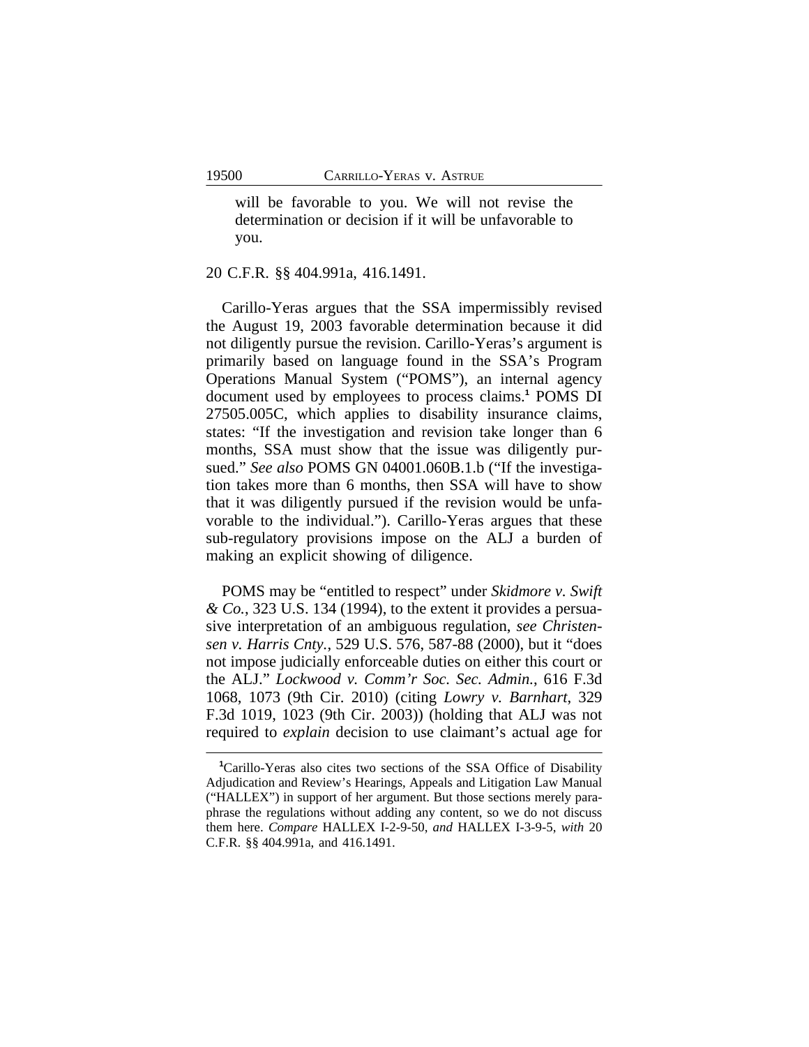> will be favorable to you. We will not revise the determination or decision if it will be unfavorable to you.

20 C.F.R. §§ 404.991a, 416.1491.

Carillo-Yeras argues that the SSA impermissibly revised the August 19, 2003 favorable determination because it did not diligently pursue the revision. Carillo-Yeras's argument is primarily based on language found in the SSA's Program Operations Manual System ("POMS"), an internal agency document used by employees to process claims.[1] POMS DI 27505.005C, which applies to disability insurance claims, states: "If the investigation and revision take longer than 6 months, SSA must show that the issue was diligently pursued." *See also* POMS GN 04001.060B.1.b ("If the investigation takes more than 6 months, then SSA will have to show that it was diligently pursued if the revision would be unfavorable to the individual."). Carillo-Yeras argues that these sub-regulatory provisions impose on the ALJ a burden of making an explicit showing of diligence.

POMS may be "entitled to respect" under *Skidmore v. Swift & Co.*, 323 U.S. 134 (1994), to the extent it provides a persuasive interpretation of an ambiguous regulation, *see Christensen v. Harris Cnty.*, 529 U.S. 576, 587-88 (2000), but it "does not impose judicially enforceable duties on either this court or the ALJ." *Lockwood v. Comm'r Soc. Sec. Admin.*, 616 F.3d 1068, 1073 (9th Cir. 2010) (citing *Lowry v. Barnhart*, 329 F.3d 1019, 1023 (9th Cir. 2003)) (holding that ALJ was not required to *explain* decision to use claimant's actual age for

---

[1]Carillo-Yeras also cites two sections of the SSA Office of Disability Adjudication and Review's Hearings, Appeals and Litigation Law Manual ("HALLEX") in support of her argument. But those sections merely paraphrase the regulations without adding any content, so we do not discuss them here. *Compare* HALLEX I-2-9-50, *and* HALLEX I-3-9-5, *with* 20 C.F.R. §§ 404.991a, and 416.1491.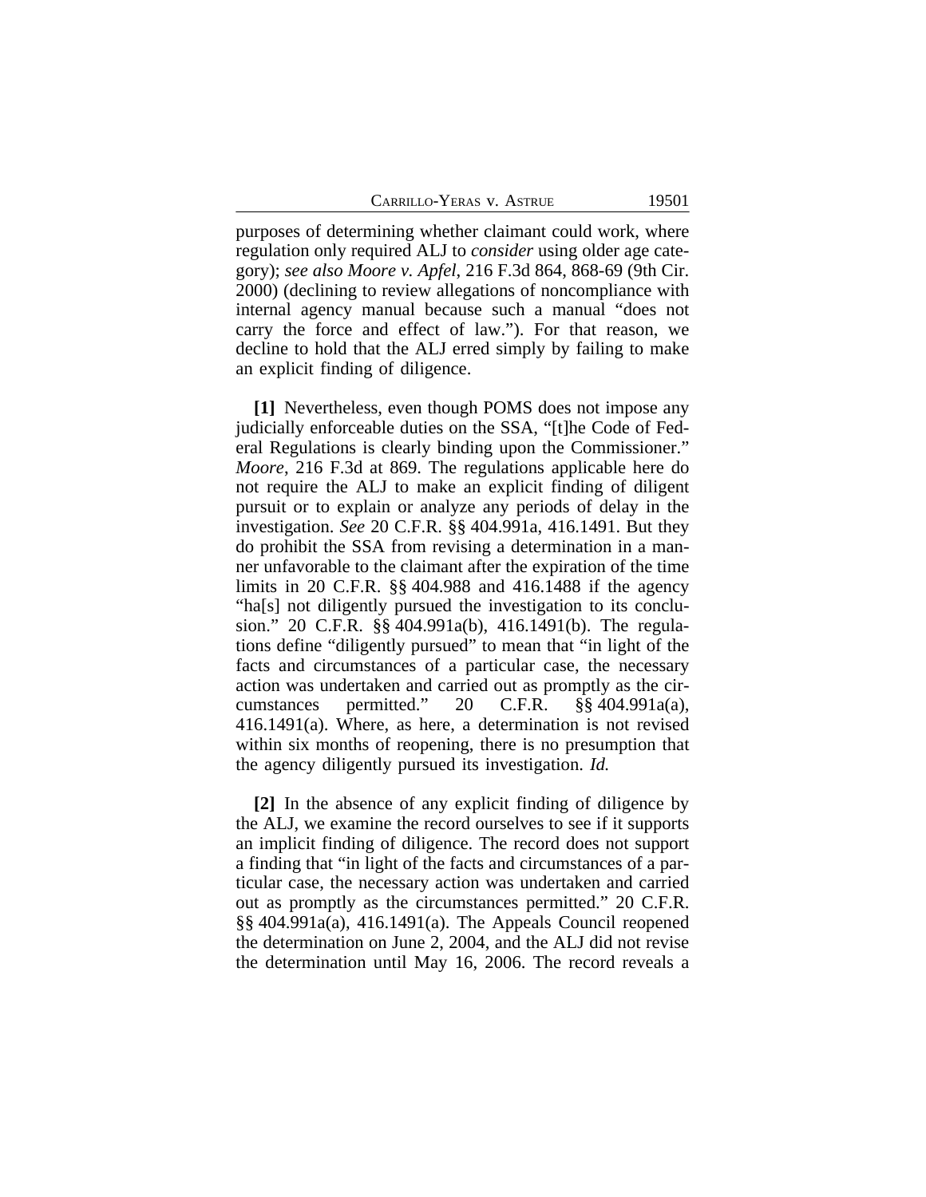purposes of determining whether claimant could work, where regulation only required ALJ to *consider* using older age category); *see also Moore v. Apfel*, 216 F.3d 864, 868-69 (9th Cir. 2000) (declining to review allegations of noncompliance with internal agency manual because such a manual "does not carry the force and effect of law."). For that reason, we decline to hold that the ALJ erred simply by failing to make an explicit finding of diligence.

**[1]** Nevertheless, even though POMS does not impose any judicially enforceable duties on the SSA, "[t]he Code of Federal Regulations is clearly binding upon the Commissioner." *Moore*, 216 F.3d at 869. The regulations applicable here do not require the ALJ to make an explicit finding of diligent pursuit or to explain or analyze any periods of delay in the investigation. *See* 20 C.F.R. §§ 404.991a, 416.1491. But they do prohibit the SSA from revising a determination in a manner unfavorable to the claimant after the expiration of the time limits in 20 C.F.R. §§ 404.988 and 416.1488 if the agency "ha[s] not diligently pursued the investigation to its conclusion." 20 C.F.R. §§ 404.991a(b), 416.1491(b). The regulations define "diligently pursued" to mean that "in light of the facts and circumstances of a particular case, the necessary action was undertaken and carried out as promptly as the circumstances permitted." 20 C.F.R. §§ 404.991a(a), 416.1491(a). Where, as here, a determination is not revised within six months of reopening, there is no presumption that the agency diligently pursued its investigation. *Id.*

**[2]** In the absence of any explicit finding of diligence by the ALJ, we examine the record ourselves to see if it supports an implicit finding of diligence. The record does not support a finding that "in light of the facts and circumstances of a particular case, the necessary action was undertaken and carried out as promptly as the circumstances permitted." 20 C.F.R. §§ 404.991a(a), 416.1491(a). The Appeals Council reopened the determination on June 2, 2004, and the ALJ did not revise the determination until May 16, 2006. The record reveals a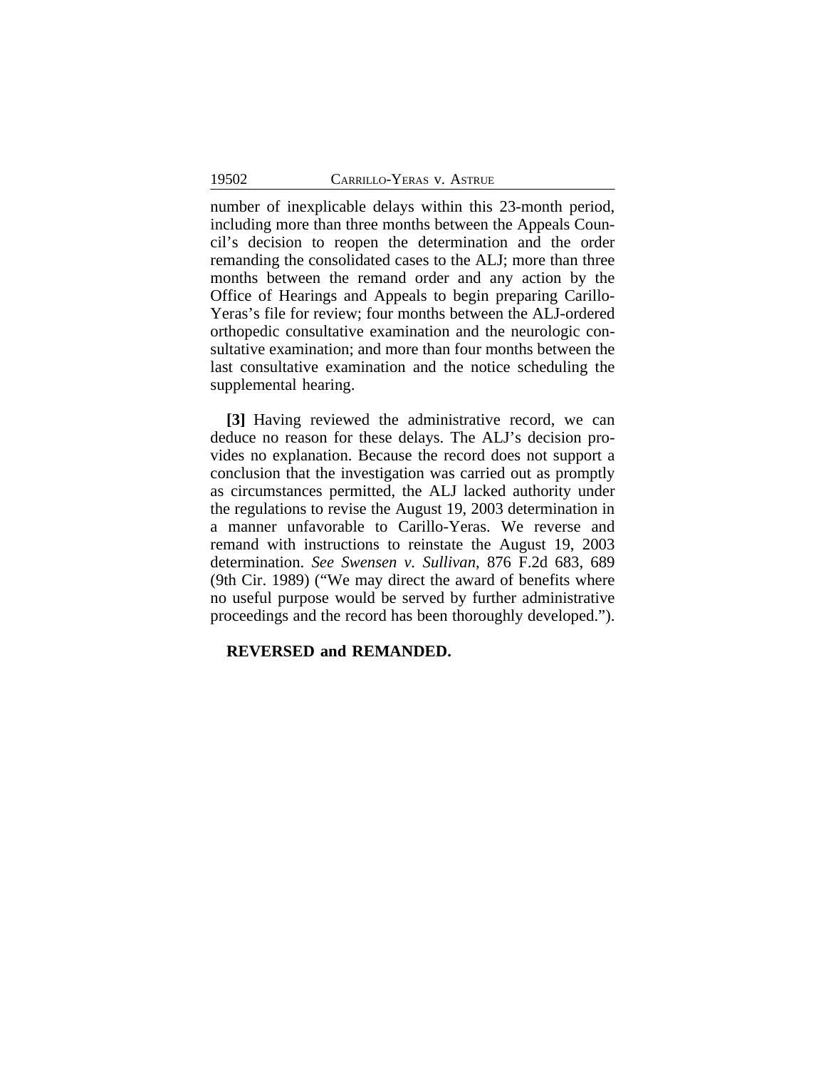number of inexplicable delays within this 23-month period, including more than three months between the Appeals Council's decision to reopen the determination and the order remanding the consolidated cases to the ALJ; more than three months between the remand order and any action by the Office of Hearings and Appeals to begin preparing Carillo-Yeras's file for review; four months between the ALJ-ordered orthopedic consultative examination and the neurologic consultative examination; and more than four months between the last consultative examination and the notice scheduling the supplemental hearing.

**[3]** Having reviewed the administrative record, we can deduce no reason for these delays. The ALJ's decision provides no explanation. Because the record does not support a conclusion that the investigation was carried out as promptly as circumstances permitted, the ALJ lacked authority under the regulations to revise the August 19, 2003 determination in a manner unfavorable to Carillo-Yeras. We reverse and remand with instructions to reinstate the August 19, 2003 determination. *See Swensen v. Sullivan*, 876 F.2d 683, 689 (9th Cir. 1989) ("We may direct the award of benefits where no useful purpose would be served by further administrative proceedings and the record has been thoroughly developed.").

**REVERSED and REMANDED.**